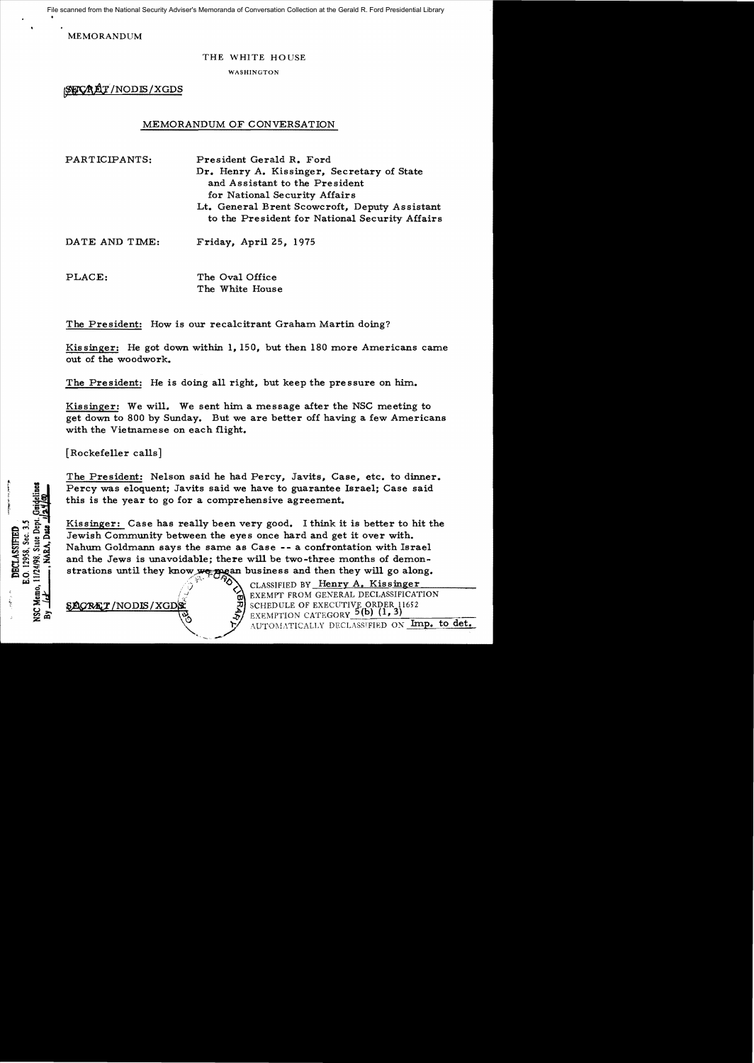File scanned from the National Security Adviser's Memoranda of Conversation Collection at the Gerald R. Ford Presidential Library

MEMORANDUM

THE WHITE HOUSE

WASHINGTON

SECRET/NODIS/XGDS

## MEMORANDUM OF CONVERSATION

PARTICIPANTS: President Gerald R. Ford
Dr. Henry A. Kissinger, Secretary of State and Assistant to the President for National Security Affairs
Lt. General Brent Scowcroft, Deputy Assistant to the President for National Security Affairs

DATE AND TIME: Friday, April 25, 1975

PLACE: The Oval Office
The White House

The President: How is our recalcitrant Graham Martin doing?

Kissinger: He got down within 1,150, but then 180 more Americans came out of the woodwork.

The President: He is doing all right, but keep the pressure on him.

Kissinger: We will. We sent him a message after the NSC meeting to get down to 800 by Sunday. But we are better off having a few Americans with the Vietnamese on each flight.

[Rockefeller calls]

The President: Nelson said he had Percy, Javits, Case, etc. to dinner. Percy was eloquent; Javits said we have to guarantee Israel; Case said this is the year to go for a comprehensive agreement.

Kissinger: Case has really been very good. I think it is better to hit the Jewish Community between the eyes once hard and get it over with. Nahum Goldmann says the same as Case -- a confrontation with Israel and the Jews is unavoidable; there will be two-three months of demonstrations until they know we mean business and then they will go along.

DECLASSIFIED
E.O. 12958, Sec. 3.5
NSC Memo, 11/24/98, State Dept. Guidelines
By ___, NARA, Date ___

SECRET/NODIS/XGDS

CLASSIFIED BY Henry A. Kissinger
EXEMPT FROM GENERAL DECLASSIFICATION SCHEDULE OF EXECUTIVE ORDER 11652
EXEMPTION CATEGORY 5(b) (1, 3)
AUTOMATICALLY DECLASSIFIED ON Imp. to det.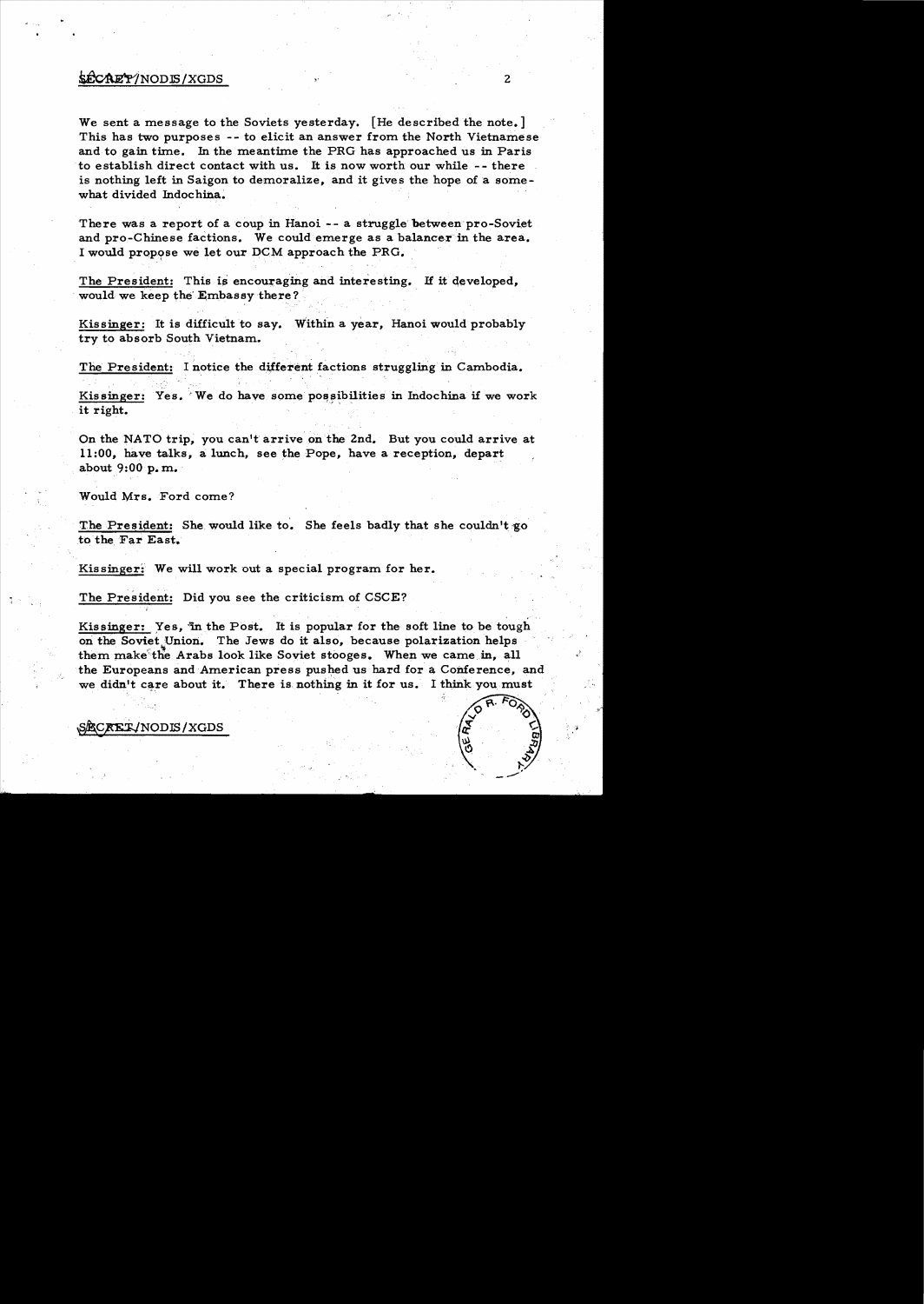We sent a message to the Soviets yesterday. [He described the note.] This has two purposes -- to elicit an answer from the North Vietnamese and to gain time. In the meantime the PRG has approached us in Paris to establish direct contact with us. It is now worth our while -- there is nothing left in Saigon to demoralize, and it gives the hope of a somewhat divided Indochina.

There was a report of a coup in Hanoi -- a struggle between pro-Soviet and pro-Chinese factions. We could emerge as a balancer in the area. I would propose we let our DCM approach the PRG.

The President: This is encouraging and interesting. If it developed, would we keep the Embassy there?

Kissinger: It is difficult to say. Within a year, Hanoi would probably try to absorb South Vietnam.

The President: I notice the different factions struggling in Cambodia.

Kissinger: Yes. We do have some possibilities in Indochina if we work it right.

On the NATO trip, you can't arrive on the 2nd. But you could arrive at 11:00, have talks, a lunch, see the Pope, have a reception, depart about 9:00 p.m.

Would Mrs. Ford come?

The President: She would like to. She feels badly that she couldn't go to the Far East.

Kissinger: We will work out a special program for her.

The President: Did you see the criticism of CSCE?

Kissinger: Yes, in the Post. It is popular for the soft line to be tough on the Soviet Union. The Jews do it also, because polarization helps them make the Arabs look like Soviet stooges. When we came in, all the Europeans and American press pushed us hard for a Conference, and we didn't care about it. There is nothing in it for us. I think you must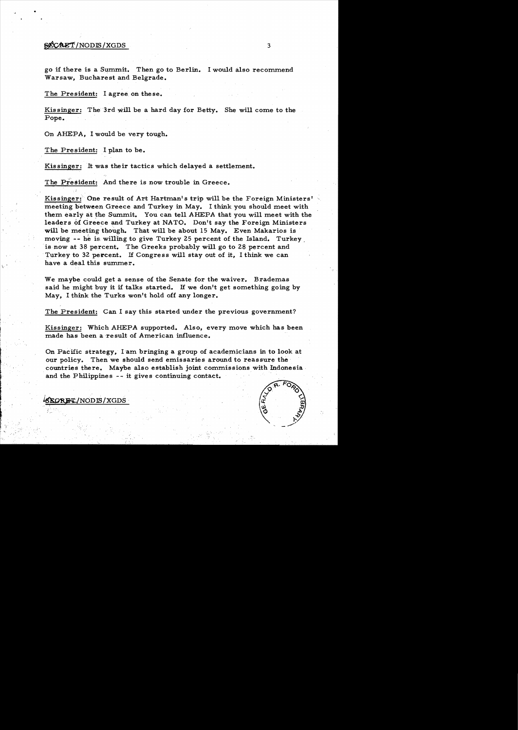go if there is a Summit. Then go to Berlin. I would also recommend Warsaw, Bucharest and Belgrade.

The President: I agree on these.

Kissinger: The 3rd will be a hard day for Betty. She will come to the Pope.

On AHEPA, I would be very tough.

The President: I plan to be.

Kissinger: It was their tactics which delayed a settlement.

The President: And there is now trouble in Greece.

Kissinger: One result of Art Hartman's trip will be the Foreign Ministers' meeting between Greece and Turkey in May. I think you should meet with them early at the Summit. You can tell AHEPA that you will meet with the leaders of Greece and Turkey at NATO. Don't say the Foreign Ministers will be meeting though. That will be about 15 May. Even Makarios is moving -- he is willing to give Turkey 25 percent of the Island. Turkey is now at 38 percent. The Greeks probably will go to 28 percent and Turkey to 32 percent. If Congress will stay out of it, I think we can have a deal this summer.

We maybe could get a sense of the Senate for the waiver. Brademas said he might buy it if talks started. If we don't get something going by May, I think the Turks won't hold off any longer.

The President: Can I say this started under the previous government?

Kissinger: Which AHEPA supported. Also, every move which has been made has been a result of American influence.

On Pacific strategy, I am bringing a group of academicians in to look at our policy. Then we should send emissaries around to reassure the countries there. Maybe also establish joint commissions with Indonesia and the Philippines -- it gives continuing contact.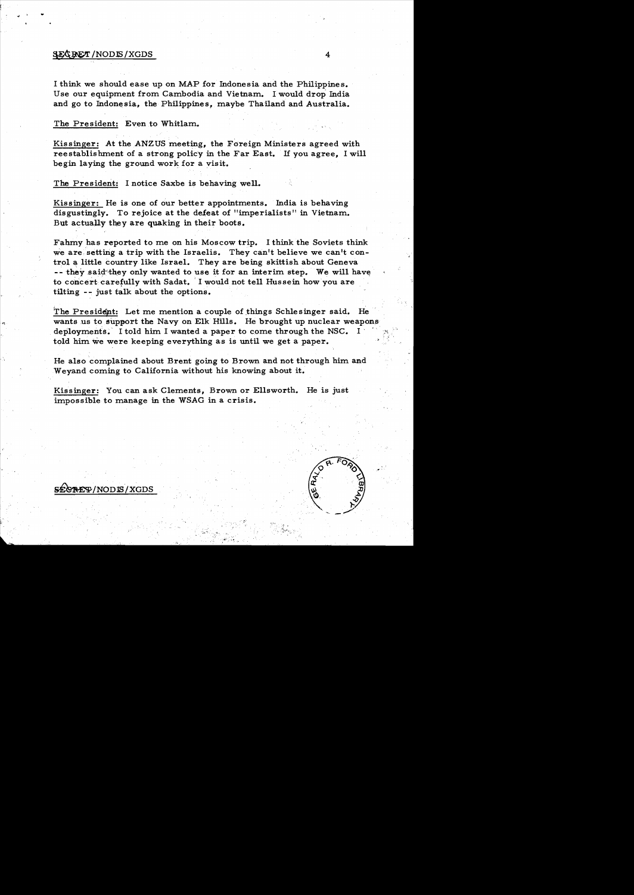SECRET/NODIS/XGDS

I think we should ease up on MAP for Indonesia and the Philippines. Use our equipment from Cambodia and Vietnam. I would drop India and go to Indonesia, the Philippines, maybe Thailand and Australia.

The President: Even to Whitlam.

Kissinger: At the ANZUS meeting, the Foreign Ministers agreed with reestablishment of a strong policy in the Far East. If you agree, I will begin laying the ground work for a visit.

The President: I notice Saxbe is behaving well.

Kissinger: He is one of our better appointments. India is behaving disgustingly. To rejoice at the defeat of "imperialists" in Vietnam. But actually they are quaking in their boots.

Fahmy has reported to me on his Moscow trip. I think the Soviets think we are setting a trip with the Israelis. They can't believe we can't control a little country like Israel. They are being skittish about Geneva -- they said they only wanted to use it for an interim step. We will have to concert carefully with Sadat. I would not tell Hussein how you are tilting -- just talk about the options.

The President: Let me mention a couple of things Schlesinger said. He wants us to support the Navy on Elk Hills. He brought up nuclear weapons deployments. I told him I wanted a paper to come through the NSC. I told him we were keeping everything as is until we get a paper.

He also complained about Brent going to Brown and not through him and Weyand coming to California without his knowing about it.

Kissinger: You can ask Clements, Brown or Ellsworth. He is just impossible to manage in the WSAG in a crisis.

SECRET/NODIS/XGDS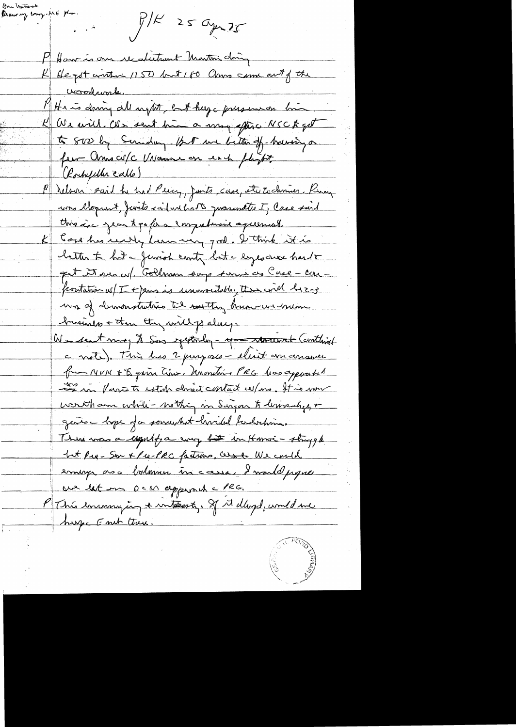Ban Vietnam
Drawing along ME plan.

P/K 25 Apr 75

P How is our ue[?] Martin doing

K He got another 1150 but 180 Ams came out of the woodwork.

P He is doing all night, but huge pressure on him.

K We will. We sent him a very effective NSC & got to 800 by Sunday. But we better off having a few Ams w/c Vnamese on each flight.

(Rockefeller calls)

P Nelson said he had Percy, Javits, Case, etc to dinner. Percy was eloquent, Javits said we had to guarantee I; Case said this is a year to go for a comprehensive agreement.

K Case has really been very good. I think it is better to hit a Jewish cmty but the hyes area hard to get I seen w/. Goldman says same as Case - confrontation w/ I + Jews is unavoidable, then will be 2-3 mos of demonstrations til realtny know we mean business + then they will go along.

We sent msg to Sov yesterday - your statement (continued c note). This has 2 purposes - elicit an answer from NVN + to gain time. Meantime PRG has approached [?] in Paris to estab direct contact w/ us. It is now worth our while - nothing in Saigon to liberalize + gains hope for somewhat limited bedlam.

There was a report of a very bit in Hanoi - struggle bet Pro-Sov + Pro-PRC factions. We could emerge as a balancer in c area. I would propose we let our DCM approach c PRG.

P This encouraging + interesting. If it developed, would we have c [?] there.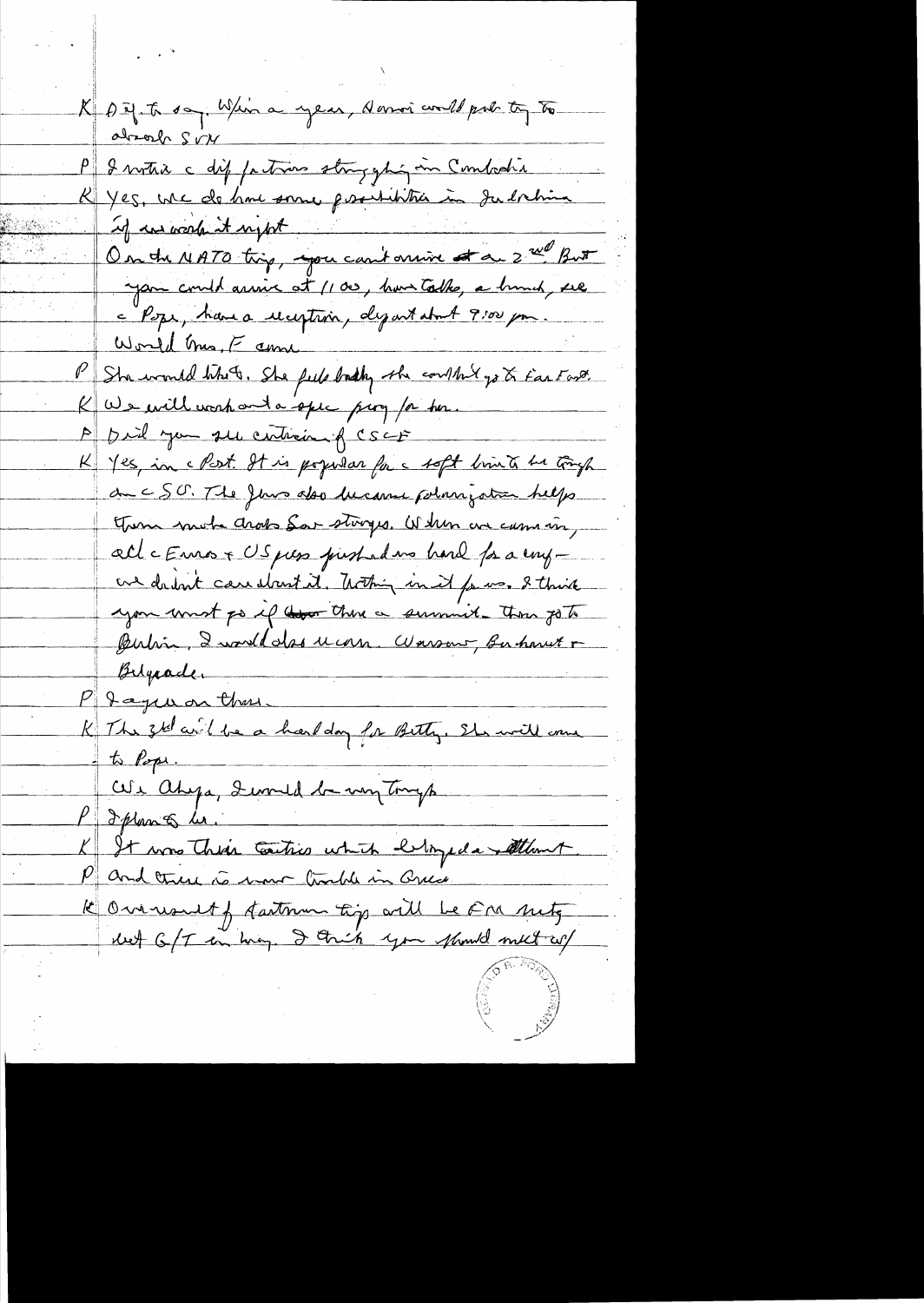K Dif. to say. W/in a year, Hanoi could put try to absorb SVN

P I notice c dif factions struggling in Cambodia

K Yes, we do have some possibilities in Indochina if we work it right

On the NATO trip, you can't arrive at a 2nd But you could arrive at 11:00, have talks, a lunch, see c Pope, have a reception, depart about 9:00 pm. Would Mrs. F come

P She would like to. She feels badly she couldn't go to Far East.

K We will work out a spec prog for her.

P Did you see criticism of CSCE

K Yes, in c Post. It is popular for c soft liners to be tough on c SU. The Jews also became polarizing - helps them make Arab-Sov stronger. When we came in, all c Euros & US press pushed us hard for a conf - we didn't care about it. Nothing in it for us. I think you must go if there a summit. Then go to Dublin, I would also recom. Warsaw, Bucharest & Belgrade.

P I agree on those.

K The 3rd will be a hard day for Betty. She will come to Pope.

We okaya, I would be very tough

P I plan to be.

K It was their tactics which delayed a settlement

P and there is more trouble in Greece

K Our result of Eastern trip will be FM mtg next G/T in May. I think you should meet w/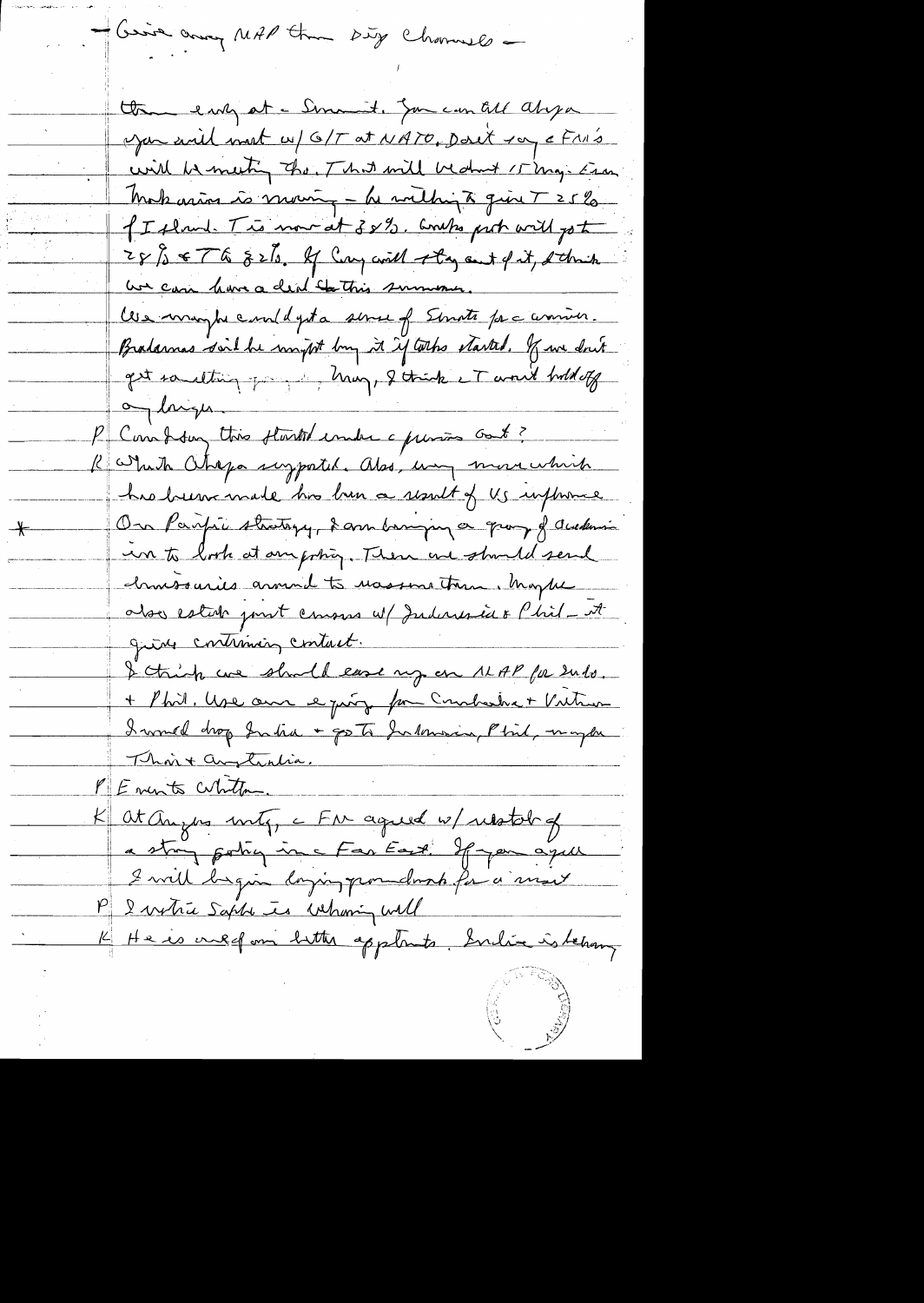– Give away MAP thru diff channels –

then early at a Summit. You can tell Ahepa you will meet w/ G/T at NATO. Don't say c FM's will be meeting tho. That will be about 15 May. Even Makarios is moving – he willing to give T 25% of Island. T is now at 38%. Greeks prob will go to 28% & T to 22%. If Cyp will stay out of it, I think we can have a deal this summer.

We maybe could get a sense of Senate for c amend. Brademas said he might buy it if talks started. If we don't get something going by May, I think c T won't hold off any longer.

P Can't say this started under c previous Govt?

K Which Ahepa supported. Also, any move which has been made has been a result of US influence.

\* On Pacific strategy, I am bringing a group of academics in to look at our policy. Then we should send emissaries around to reassure them. Maybe also estab joint commissions w/ Indonesia & Phil – it gives continuing contact.

I think we should ease up on MAP for Indo. + Phil. Use our equip from Cambodia + Vietnam. I would drop India + go to Indonesia, Phil, maybe Thai + Australia.

P Events Within.

K At Angus mtg, c FM agreed w/ restate of a strong policy in c Far East. If you agree I will begin laying groundwork for a visit.

P I notice Sadat is behaving well

K He is ineffective but he applauds. India is behaving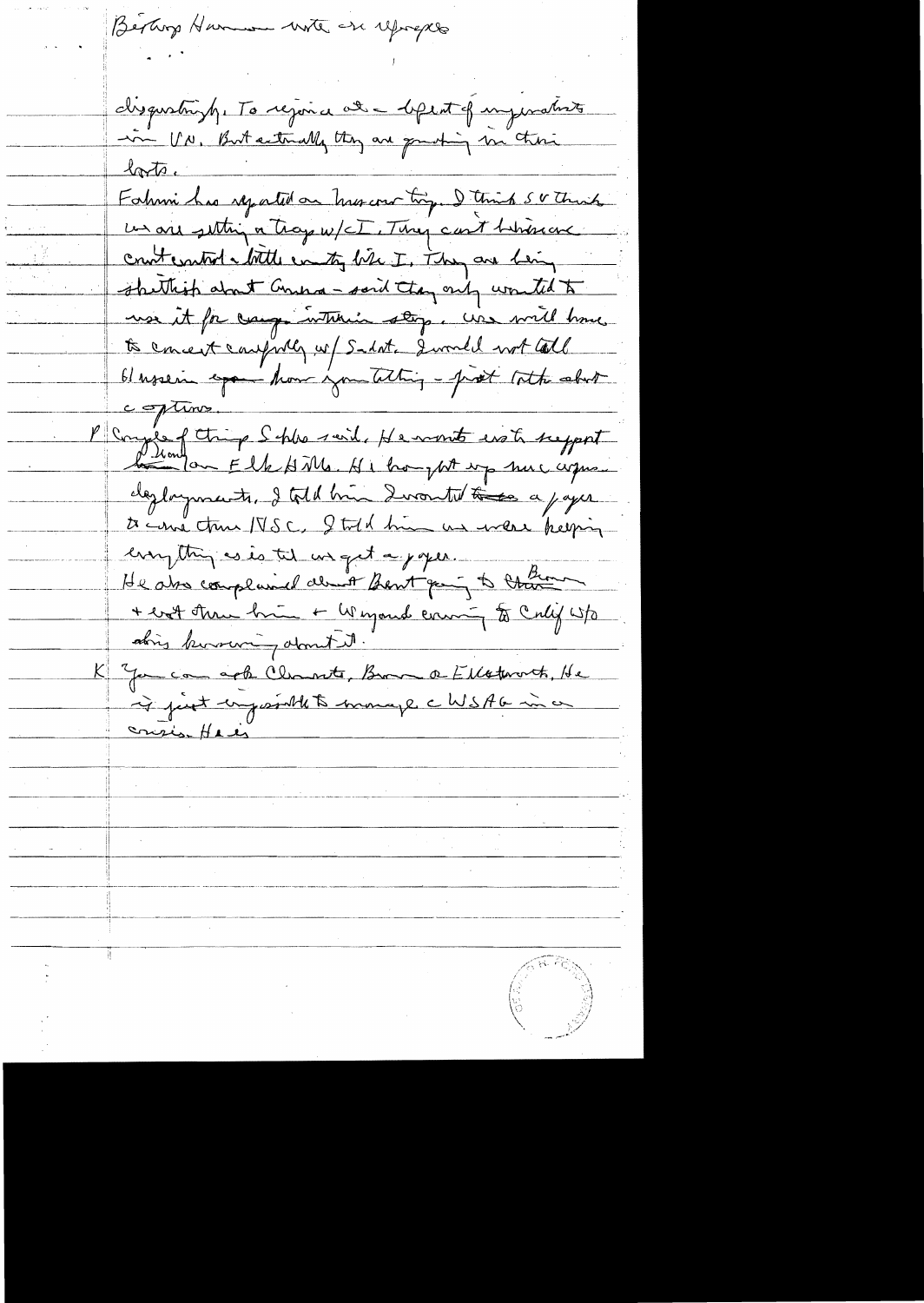Bishop Harmon wrote in Moscow

disgustingly. To rejoice at a defeat of imperialists in UN. But actually they are guarding in their boots.

Fahmi has reported on Moscow trip. I think SU thinks we are setting a trap w/ cI. They can't believe can't control a little country like I. They are being skittish about Geneva – said they only wanted to use it for a conference. We will have to concert carefully w/ Sadat. I would not tell Russians exactly how you are talking – just talk about options.

P Couple of things Schles said. He wants us to support him on Elk Hills. He brought up new weapons deployments. I told him I wanted a paper to come thru NSC. I told him we were keeping everything as is til we get a paper.

He also complained about Brent going to Bonn + not him + Weyand coming to Calif w/o his knowing about it.

K You can ask Clements, Brown or Ellsworth. He is just impossible to manage a WSAG in a crisis. He is